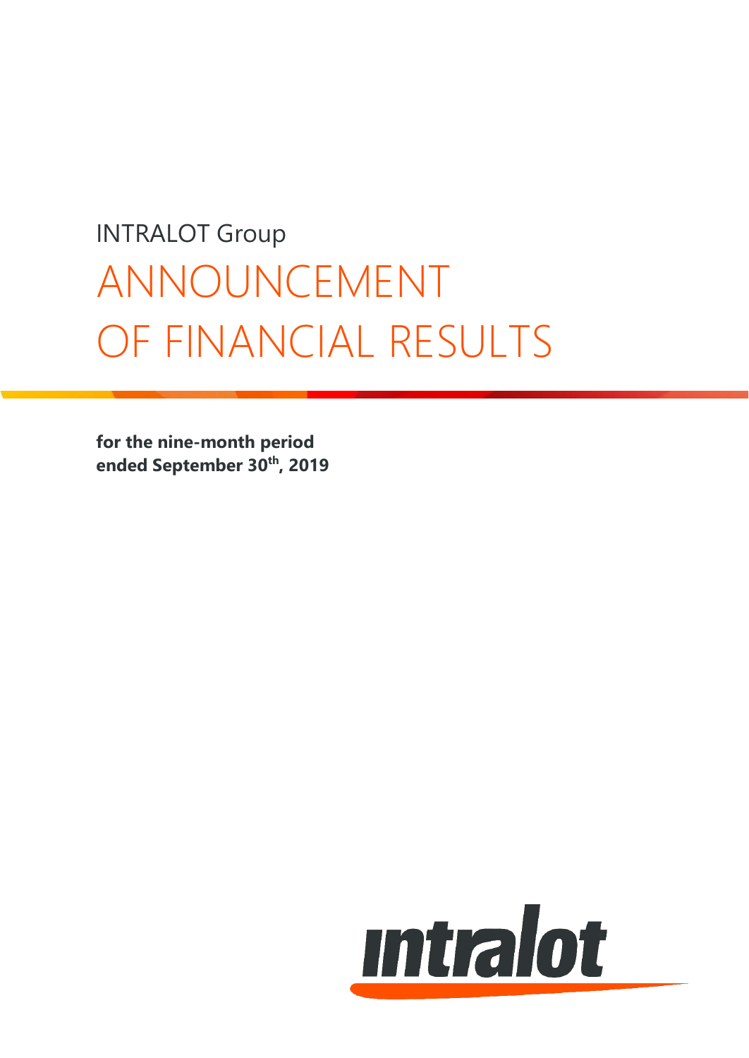INTRALOT Group

# ANNOUNCEMENT OF FINANCIAL RESULTS

**for the nine-month period ended September 30th, 2019**

intralot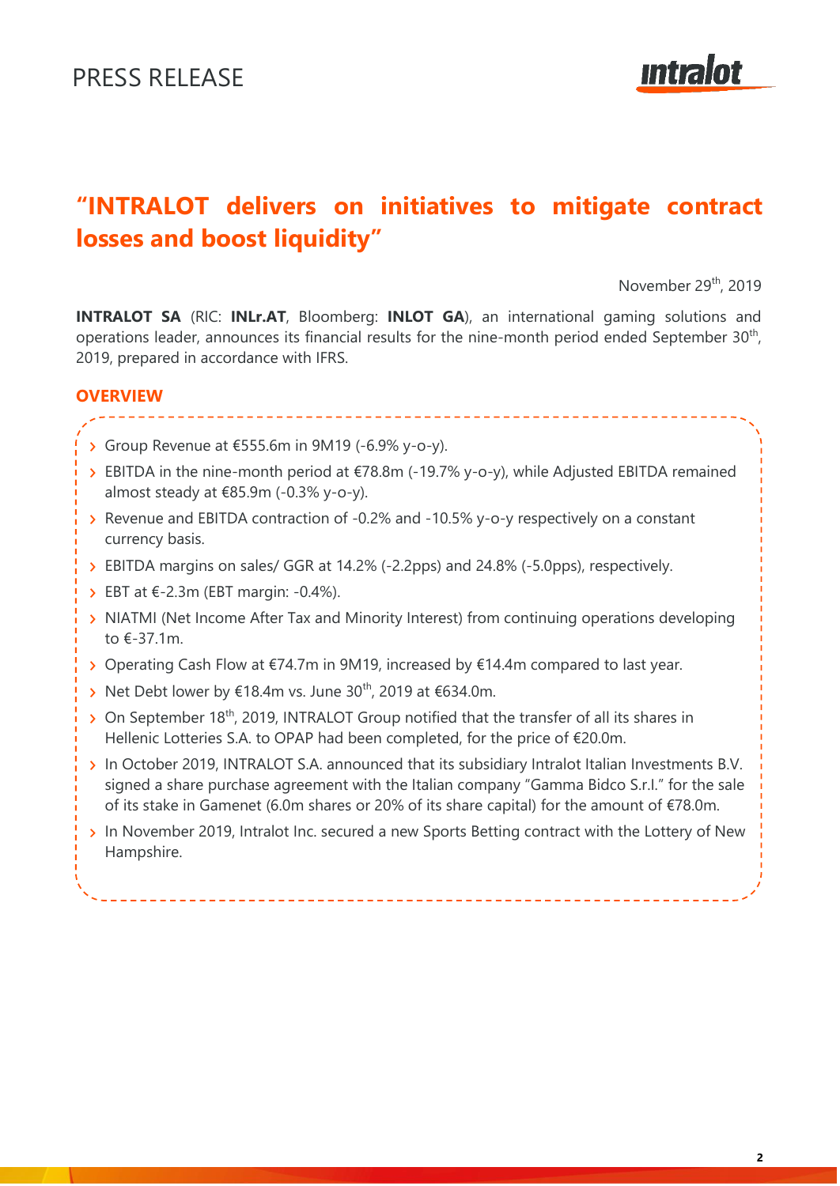PRESS RELEASE

# "INTRALOT delivers on initiatives to mitigate contract losses and boost liquidity"

November 29th, 2019

**INTRALOT SA** (RIC: **INLr.AT**, Bloomberg: **INLOT GA**), an international gaming solutions and operations leader, announces its financial results for the nine-month period ended September 30th, 2019, prepared in accordance with IFRS.

## OVERVIEW

- Group Revenue at €555.6m in 9M19 (-6.9% y-o-y).
- EBITDA in the nine-month period at €78.8m (-19.7% y-o-y), while Adjusted EBITDA remained almost steady at €85.9m (-0.3% y-o-y).
- Revenue and EBITDA contraction of -0.2% and -10.5% y-o-y respectively on a constant currency basis.
- EBITDA margins on sales/ GGR at 14.2% (-2.2pps) and 24.8% (-5.0pps), respectively.
- EBT at €-2.3m (EBT margin: -0.4%).
- NIATMI (Net Income After Tax and Minority Interest) from continuing operations developing to €-37.1m.
- Operating Cash Flow at €74.7m in 9M19, increased by €14.4m compared to last year.
- Net Debt lower by €18.4m vs. June 30th, 2019 at €634.0m.
- On September 18th, 2019, INTRALOT Group notified that the transfer of all its shares in Hellenic Lotteries S.A. to OPAP had been completed, for the price of €20.0m.
- In October 2019, INTRALOT S.A. announced that its subsidiary Intralot Italian Investments B.V. signed a share purchase agreement with the Italian company "Gamma Bidco S.r.l." for the sale of its stake in Gamenet (6.0m shares or 20% of its share capital) for the amount of €78.0m.
- In November 2019, Intralot Inc. secured a new Sports Betting contract with the Lottery of New Hampshire.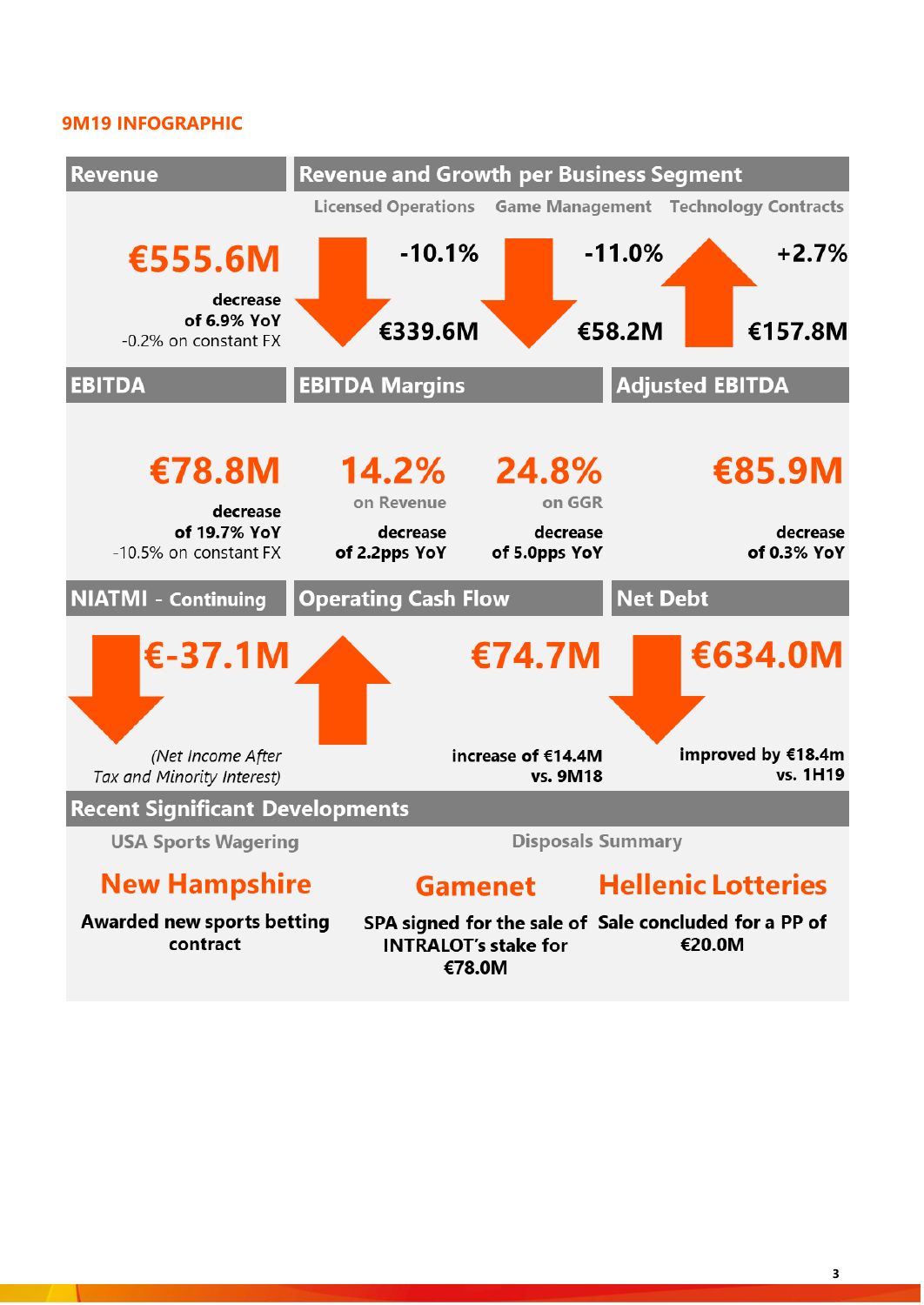# 9M19 INFOGRAPHIC

## Revenue

**€555.6M**

**decrease of 6.9% YoY**

-0.2% on constant FX

## Revenue and Growth per Business Segment

| Licensed Operations | Game Management | Technology Contracts |
|---|---|---|
| -10.1% | -11.0% | +2.7% |
| €339.6M | €58.2M | €157.8M |

## EBITDA

**€78.8M**

**decrease of 19.7% YoY**

-10.5% on constant FX

## EBITDA Margins

**14.2%** on Revenue — **decrease of 2.2pps YoY**

**24.8%** on GGR — **decrease of 5.0pps YoY**

## Adjusted EBITDA

**€85.9M**

**decrease of 0.3% YoY**

## NIATMI - Continuing

**€-37.1M**

*(Net Income After Tax and Minority Interest)*

## Operating Cash Flow

**€74.7M**

**increase of €14.4M vs. 9M18**

## Net Debt

**€634.0M**

**improved by €18.4m vs. 1H19**

## Recent Significant Developments

### USA Sports Wagering

**New Hampshire**

**Awarded new sports betting contract**

### Disposals Summary

**Gamenet**

**SPA signed for the sale of INTRALOT's stake for €78.0M**

**Hellenic Lotteries**

**Sale concluded for a PP of €20.0M**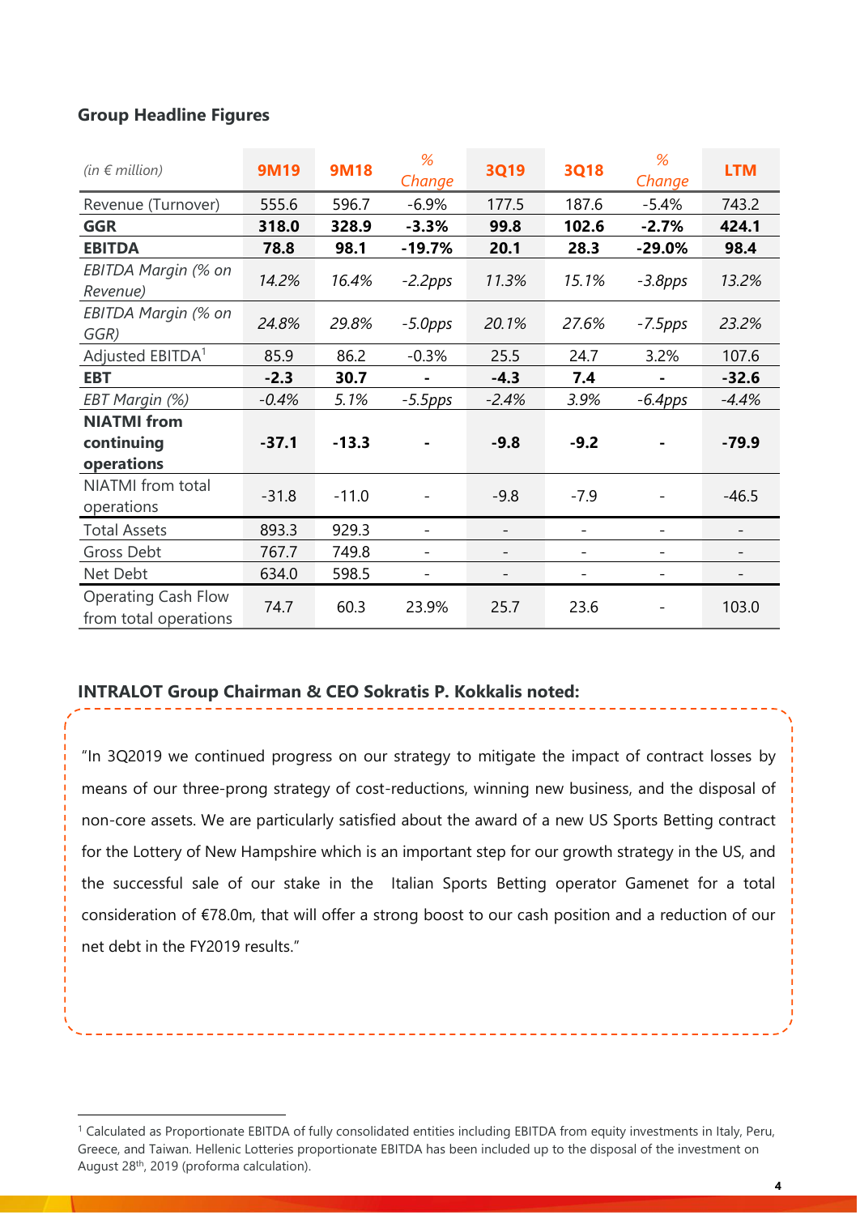## Group Headline Figures

| *(in € million)* | 9M19 | 9M18 | *% Change* | 3Q19 | 3Q18 | *% Change* | LTM |
|---|---|---|---|---|---|---|---|
| Revenue (Turnover) | 555.6 | 596.7 | -6.9% | 177.5 | 187.6 | -5.4% | 743.2 |
| **GGR** | **318.0** | **328.9** | **-3.3%** | **99.8** | **102.6** | **-2.7%** | **424.1** |
| **EBITDA** | **78.8** | **98.1** | **-19.7%** | **20.1** | **28.3** | **-29.0%** | **98.4** |
| *EBITDA Margin (% on Revenue)* | *14.2%* | *16.4%* | *-2.2pps* | *11.3%* | *15.1%* | *-3.8pps* | *13.2%* |
| *EBITDA Margin (% on GGR)* | *24.8%* | *29.8%* | *-5.0pps* | *20.1%* | *27.6%* | *-7.5pps* | *23.2%* |
| Adjusted EBITDA[1] | 85.9 | 86.2 | -0.3% | 25.5 | 24.7 | 3.2% | 107.6 |
| **EBT** | **-2.3** | **30.7** | **-** | **-4.3** | **7.4** | **-** | **-32.6** |
| *EBT Margin (%)* | *-0.4%* | *5.1%* | *-5.5pps* | *-2.4%* | *3.9%* | *-6.4pps* | *-4.4%* |
| **NIATMI from continuing operations** | **-37.1** | **-13.3** | **-** | **-9.8** | **-9.2** | **-** | **-79.9** |
| NIATMI from total operations | -31.8 | -11.0 | - | -9.8 | -7.9 | - | -46.5 |
| Total Assets | 893.3 | 929.3 | - | - | - | - | - |
| Gross Debt | 767.7 | 749.8 | - | - | - | - | - |
| Net Debt | 634.0 | 598.5 | - | - | - | - | - |
| Operating Cash Flow from total operations | 74.7 | 60.3 | 23.9% | 25.7 | 23.6 | - | 103.0 |

### INTRALOT Group Chairman & CEO Sokratis P. Kokkalis noted:

"In 3Q2019 we continued progress on our strategy to mitigate the impact of contract losses by means of our three-prong strategy of cost-reductions, winning new business, and the disposal of non-core assets. We are particularly satisfied about the award of a new US Sports Betting contract for the Lottery of New Hampshire which is an important step for our growth strategy in the US, and the successful sale of our stake in the Italian Sports Betting operator Gamenet for a total consideration of €78.0m, that will offer a strong boost to our cash position and a reduction of our net debt in the FY2019 results."

[1] Calculated as Proportionate EBITDA of fully consolidated entities including EBITDA from equity investments in Italy, Peru, Greece, and Taiwan. Hellenic Lotteries proportionate EBITDA has been included up to the disposal of the investment on August 28th, 2019 (proforma calculation).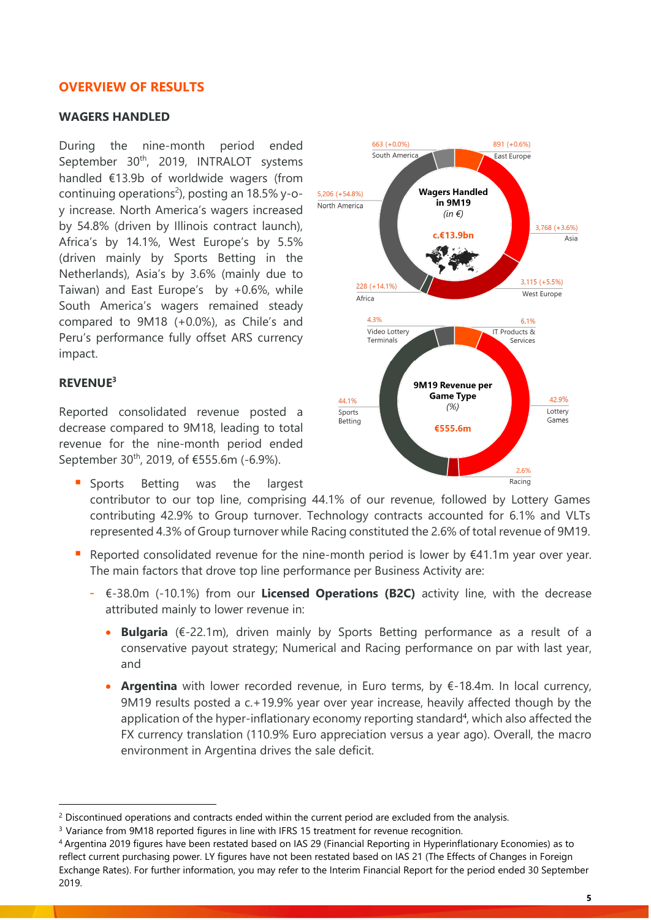## OVERVIEW OF RESULTS

### WAGERS HANDLED

During the nine-month period ended September 30th, 2019, INTRALOT systems handled €13.9b of worldwide wagers (from continuing operations[2]), posting an 18.5% y-o-y increase. North America's wagers increased by 54.8% (driven by Illinois contract launch), Africa's by 14.1%, West Europe's by 5.5% (driven mainly by Sports Betting in the Netherlands), Asia's by 3.6% (mainly due to Taiwan) and East Europe's by +0.6%, while South America's wagers remained steady compared to 9M18 (+0.0%), as Chile's and Peru's performance fully offset ARS currency impact.

**Wagers Handled in 9M19** *(in €)*
**c.€13.9bn**

- 663 (+0.0%) South America
- 891 (+0.6%) East Europe
- 5,206 (+54.8%) North America
- 3,768 (+3.6%) Asia
- 228 (+14.1%) Africa
- 3,115 (+5.5%) West Europe

### REVENUE[3]

Reported consolidated revenue posted a decrease compared to 9M18, leading to total revenue for the nine-month period ended September 30th, 2019, of €555.6m (-6.9%).

**9M19 Revenue per Game Type** *(%)*
**€555.6m**

- 4.3% Video Lottery Terminals
- 6.1% IT Products & Services
- 44.1% Sports Betting
- 42.9% Lottery Games
- 2.6% Racing

- Sports Betting was the largest contributor to our top line, comprising 44.1% of our revenue, followed by Lottery Games contributing 42.9% to Group turnover. Technology contracts accounted for 6.1% and VLTs represented 4.3% of Group turnover while Racing constituted the 2.6% of total revenue of 9M19.
- Reported consolidated revenue for the nine-month period is lower by €41.1m year over year. The main factors that drove top line performance per Business Activity are:
  - €-38.0m (-10.1%) from our **Licensed Operations (B2C)** activity line, with the decrease attributed mainly to lower revenue in:
    - **Bulgaria** (€-22.1m), driven mainly by Sports Betting performance as a result of a conservative payout strategy; Numerical and Racing performance on par with last year, and
    - **Argentina** with lower recorded revenue, in Euro terms, by €-18.4m. In local currency, 9M19 results posted a c.+19.9% year over year increase, heavily affected though by the application of the hyper-inflationary economy reporting standard[4], which also affected the FX currency translation (110.9% Euro appreciation versus a year ago). Overall, the macro environment in Argentina drives the sale deficit.

---

[2] Discontinued operations and contracts ended within the current period are excluded from the analysis.

[3] Variance from 9M18 reported figures in line with IFRS 15 treatment for revenue recognition.

[4] Argentina 2019 figures have been restated based on IAS 29 (Financial Reporting in Hyperinflationary Economies) as to reflect current purchasing power. LY figures have not been restated based on IAS 21 (The Effects of Changes in Foreign Exchange Rates). For further information, you may refer to the Interim Financial Report for the period ended 30 September 2019.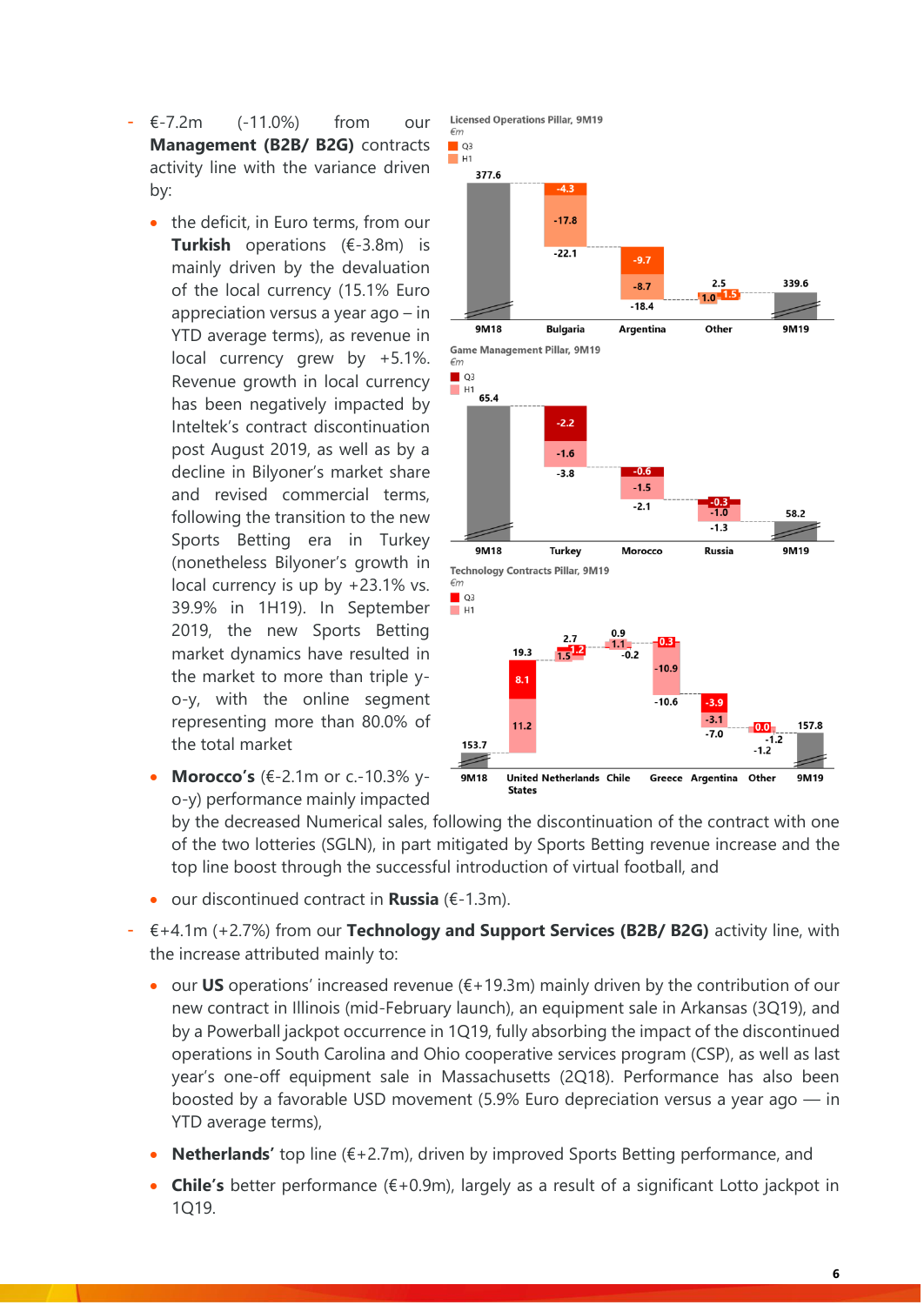- €-7.2m (-11.0%) from our **Management (B2B/ B2G)** contracts activity line with the variance driven by:

  - the deficit, in Euro terms, from our **Turkish** operations (€-3.8m) is mainly driven by the devaluation of the local currency (15.1% Euro appreciation versus a year ago – in YTD average terms), as revenue in local currency grew by +5.1%. Revenue growth in local currency has been negatively impacted by Inteltek's contract discontinuation post August 2019, as well as by a decline in Bilyoner's market share and revised commercial terms, following the transition to the new Sports Betting era in Turkey (nonetheless Bilyoner's growth in local currency is up by +23.1% vs. 39.9% in 1H19). In September 2019, the new Sports Betting market dynamics have resulted in the market to more than triple y-o-y, with the online segment representing more than 80.0% of the total market
  - **Morocco's** (€-2.1m or c.-10.3% y-o-y) performance mainly impacted by the decreased Numerical sales, following the discontinuation of the contract with one of the two lotteries (SGLN), in part mitigated by Sports Betting revenue increase and the top line boost through the successful introduction of virtual football, and
  - our discontinued contract in **Russia** (€-1.3m).

- €+4.1m (+2.7%) from our **Technology and Support Services (B2B/ B2G)** activity line, with the increase attributed mainly to:

  - our **US** operations' increased revenue (€+19.3m) mainly driven by the contribution of our new contract in Illinois (mid-February launch), an equipment sale in Arkansas (3Q19), and by a Powerball jackpot occurrence in 1Q19, fully absorbing the impact of the discontinued operations in South Carolina and Ohio cooperative services program (CSP), as well as last year's one-off equipment sale in Massachusetts (2Q18). Performance has also been boosted by a favorable USD movement (5.9% Euro depreciation versus a year ago — in YTD average terms),
  - **Netherlands'** top line (€+2.7m), driven by improved Sports Betting performance, and
  - **Chile's** better performance (€+0.9m), largely as a result of a significant Lotto jackpot in 1Q19.

**Licensed Operations Pillar, 9M19**
*€m*

| | 9M18 | Bulgaria | Argentina | Other | 9M19 |
|---|---|---|---|---|---|
| Q3 | | -4.3 | -9.7 | 1.5 | |
| H1 | | -17.8 | -8.7 | 1.0 | |
| Total | 377.6 | -22.1 | -18.4 | 2.5 | 339.6 |

**Game Management Pillar, 9M19**
*€m*

| | 9M18 | Turkey | Morocco | Russia | 9M19 |
|---|---|---|---|---|---|
| Q3 | | -2.2 | -0.6 | -0.3 | |
| H1 | | -1.6 | -1.5 | -1.0 | |
| Total | 65.4 | -3.8 | -2.1 | -1.3 | 58.2 |

**Technology Contracts Pillar, 9M19**
*€m*

| | 9M18 | United States | Netherlands | Chile | Greece | Argentina | Other | 9M19 |
|---|---|---|---|---|---|---|---|---|
| Q3 | | 8.1 | 1.2 | -0.2 | 0.3 | -3.9 | 0.0 | |
| H1 | | 11.2 | 1.5 | 1.1 | -10.9 | -3.1 | -1.2 | |
| Total | 153.7 | 19.3 | 2.7 | 0.9 | -10.6 | -7.0 | -1.2 | 157.8 |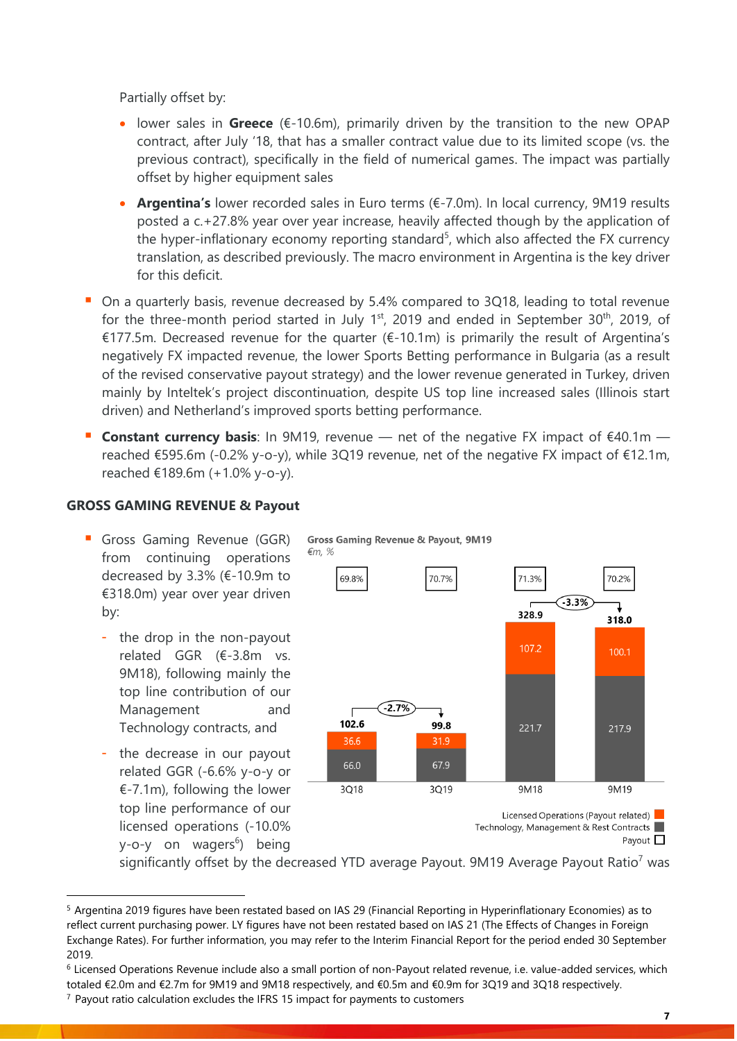Partially offset by:

- lower sales in **Greece** (€-10.6m), primarily driven by the transition to the new OPAP contract, after July '18, that has a smaller contract value due to its limited scope (vs. the previous contract), specifically in the field of numerical games. The impact was partially offset by higher equipment sales
- **Argentina's** lower recorded sales in Euro terms (€-7.0m). In local currency, 9M19 results posted a c.+27.8% year over year increase, heavily affected though by the application of the hyper-inflationary economy reporting standard[5], which also affected the FX currency translation, as described previously. The macro environment in Argentina is the key driver for this deficit.

- On a quarterly basis, revenue decreased by 5.4% compared to 3Q18, leading to total revenue for the three-month period started in July 1st, 2019 and ended in September 30th, 2019, of €177.5m. Decreased revenue for the quarter (€-10.1m) is primarily the result of Argentina's negatively FX impacted revenue, the lower Sports Betting performance in Bulgaria (as a result of the revised conservative payout strategy) and the lower revenue generated in Turkey, driven mainly by Inteltek's project discontinuation, despite US top line increased sales (Illinois start driven) and Netherland's improved sports betting performance.
- **Constant currency basis**: In 9M19, revenue — net of the negative FX impact of €40.1m — reached €595.6m (-0.2% y-o-y), while 3Q19 revenue, net of the negative FX impact of €12.1m, reached €189.6m (+1.0% y-o-y).

## GROSS GAMING REVENUE & Payout

- Gross Gaming Revenue (GGR) from continuing operations decreased by 3.3% (€-10.9m to €318.0m) year over year driven by:
  - the drop in the non-payout related GGR (€-3.8m vs. 9M18), following mainly the top line contribution of our Management and Technology contracts, and
  - the decrease in our payout related GGR (-6.6% y-o-y or €-7.1m), following the lower top line performance of our licensed operations (-10.0% y-o-y on wagers[6]) being significantly offset by the decreased YTD average Payout. 9M19 Average Payout Ratio[7] was

**Gross Gaming Revenue & Payout, 9M19**
*€m, %*

| | 3Q18 | 3Q19 | 9M18 | 9M19 |
|---|---|---|---|---|
| Payout | 69.8% | 70.7% | 71.3% | 70.2% |
| Licensed Operations (Payout related) | 36.6 | 31.9 | 107.2 | 100.1 |
| Technology, Management & Rest Contracts | 66.0 | 67.9 | 221.7 | 217.9 |
| Total | 102.6 | 99.8 | 328.9 | 318.0 |

3Q18 → 3Q19: -2.7%; 9M18 → 9M19: -3.3%

---

[5] Argentina 2019 figures have been restated based on IAS 29 (Financial Reporting in Hyperinflationary Economies) as to reflect current purchasing power. LY figures have not been restated based on IAS 21 (The Effects of Changes in Foreign Exchange Rates). For further information, you may refer to the Interim Financial Report for the period ended 30 September 2019.

[6] Licensed Operations Revenue include also a small portion of non-Payout related revenue, i.e. value-added services, which totaled €2.0m and €2.7m for 9M19 and 9M18 respectively, and €0.5m and €0.9m for 3Q19 and 3Q18 respectively.

[7] Payout ratio calculation excludes the IFRS 15 impact for payments to customers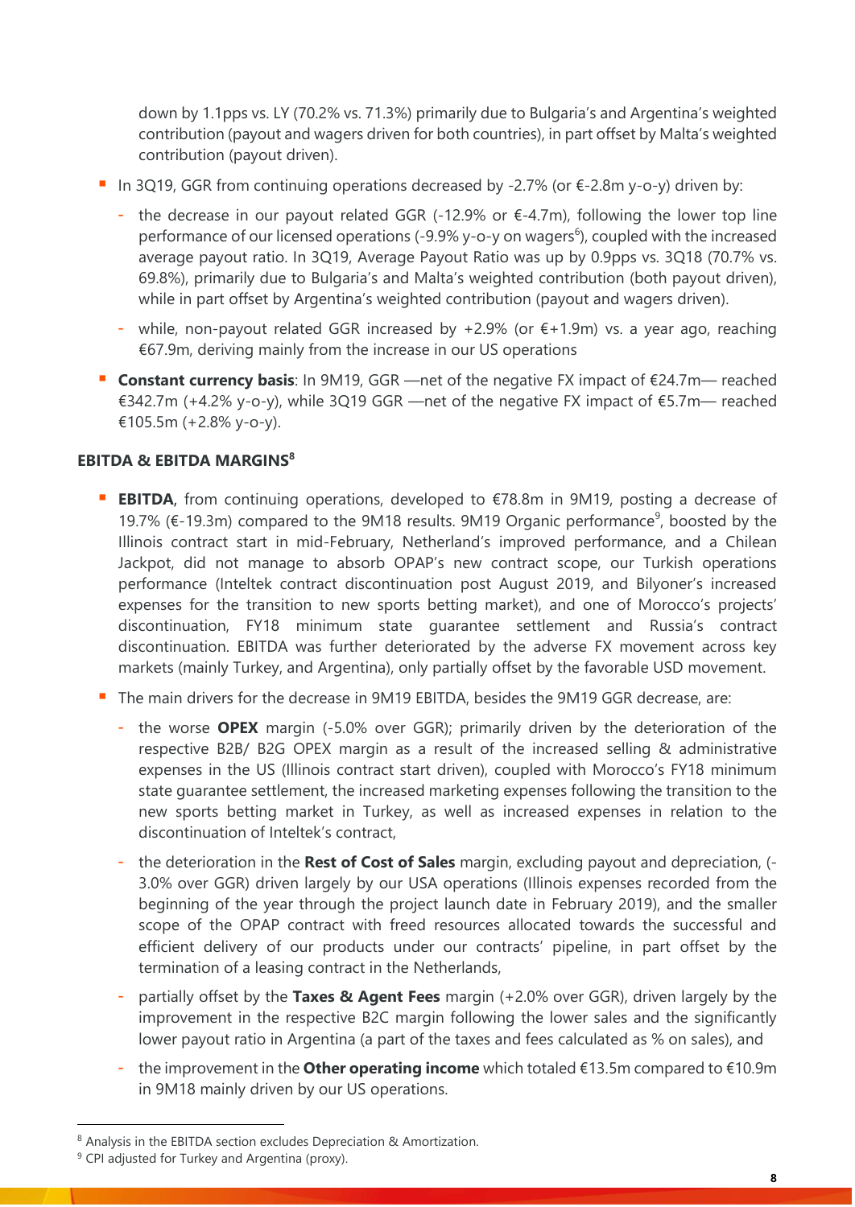down by 1.1pps vs. LY (70.2% vs. 71.3%) primarily due to Bulgaria's and Argentina's weighted contribution (payout and wagers driven for both countries), in part offset by Malta's weighted contribution (payout driven).

- In 3Q19, GGR from continuing operations decreased by -2.7% (or €-2.8m y-o-y) driven by:
  - the decrease in our payout related GGR (-12.9% or €-4.7m), following the lower top line performance of our licensed operations (-9.9% y-o-y on wagers[6]), coupled with the increased average payout ratio. In 3Q19, Average Payout Ratio was up by 0.9pps vs. 3Q18 (70.7% vs. 69.8%), primarily due to Bulgaria's and Malta's weighted contribution (both payout driven), while in part offset by Argentina's weighted contribution (payout and wagers driven).
  - while, non-payout related GGR increased by +2.9% (or €+1.9m) vs. a year ago, reaching €67.9m, deriving mainly from the increase in our US operations
- **Constant currency basis**: In 9M19, GGR —net of the negative FX impact of €24.7m— reached €342.7m (+4.2% y-o-y), while 3Q19 GGR —net of the negative FX impact of €5.7m— reached €105.5m (+2.8% y-o-y).

**EBITDA & EBITDA MARGINS[8]**

- **EBITDA**, from continuing operations, developed to €78.8m in 9M19, posting a decrease of 19.7% (€-19.3m) compared to the 9M18 results. 9M19 Organic performance[9], boosted by the Illinois contract start in mid-February, Netherland's improved performance, and a Chilean Jackpot, did not manage to absorb OPAP's new contract scope, our Turkish operations performance (Inteltek contract discontinuation post August 2019, and Bilyoner's increased expenses for the transition to new sports betting market), and one of Morocco's projects' discontinuation, FY18 minimum state guarantee settlement and Russia's contract discontinuation. EBITDA was further deteriorated by the adverse FX movement across key markets (mainly Turkey, and Argentina), only partially offset by the favorable USD movement.
- The main drivers for the decrease in 9M19 EBITDA, besides the 9M19 GGR decrease, are:
  - the worse **OPEX** margin (-5.0% over GGR); primarily driven by the deterioration of the respective B2B/ B2G OPEX margin as a result of the increased selling & administrative expenses in the US (Illinois contract start driven), coupled with Morocco's FY18 minimum state guarantee settlement, the increased marketing expenses following the transition to the new sports betting market in Turkey, as well as increased expenses in relation to the discontinuation of Inteltek's contract,
  - the deterioration in the **Rest of Cost of Sales** margin, excluding payout and depreciation, (-3.0% over GGR) driven largely by our USA operations (Illinois expenses recorded from the beginning of the year through the project launch date in February 2019), and the smaller scope of the OPAP contract with freed resources allocated towards the successful and efficient delivery of our products under our contracts' pipeline, in part offset by the termination of a leasing contract in the Netherlands,
  - partially offset by the **Taxes & Agent Fees** margin (+2.0% over GGR), driven largely by the improvement in the respective B2C margin following the lower sales and the significantly lower payout ratio in Argentina (a part of the taxes and fees calculated as % on sales), and
  - the improvement in the **Other operating income** which totaled €13.5m compared to €10.9m in 9M18 mainly driven by our US operations.

---

[8] Analysis in the EBITDA section excludes Depreciation & Amortization.

[9] CPI adjusted for Turkey and Argentina (proxy).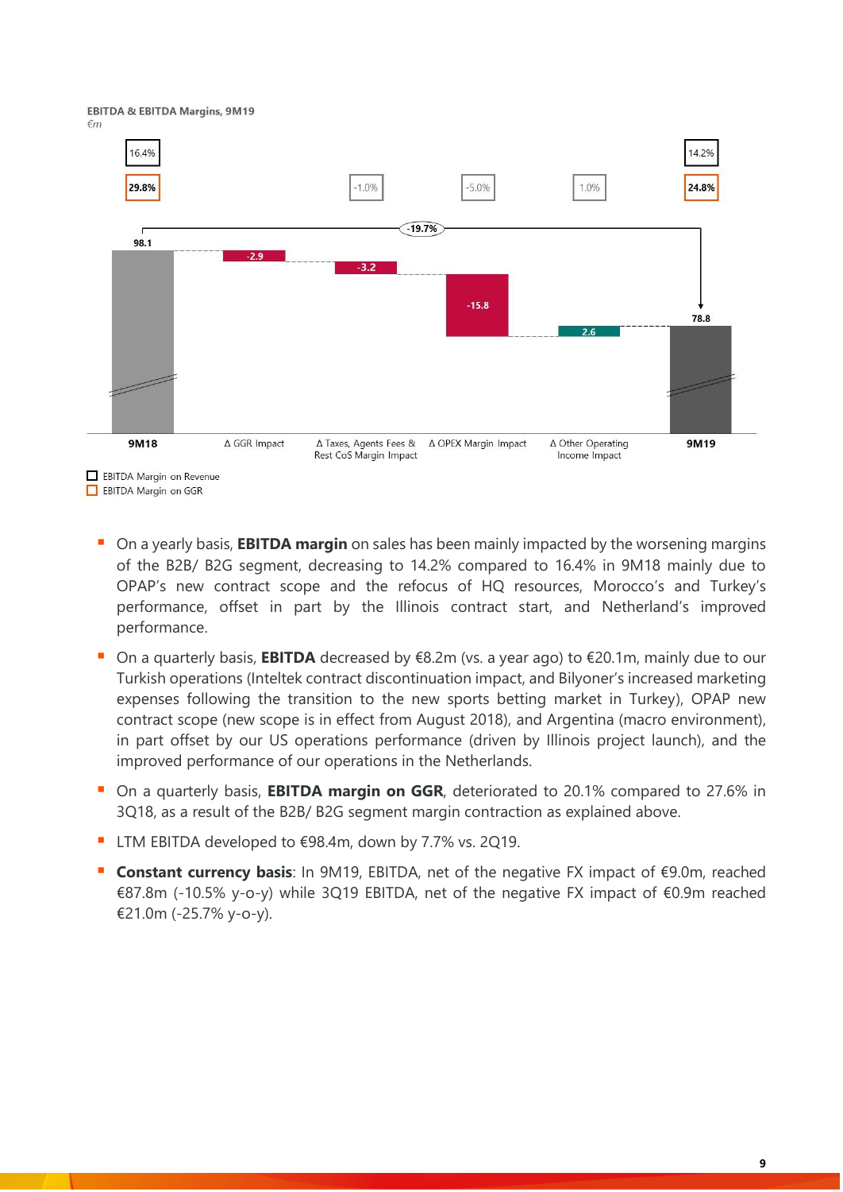**EBITDA & EBITDA Margins, 9M19**
*€m*

| | 9M18 | Δ GGR Impact | Δ Taxes, Agents Fees & Rest CoS Margin Impact | Δ OPEX Margin Impact | Δ Other Operating Income Impact | 9M19 |
|---|---|---|---|---|---|---|
| EBITDA Margin on Revenue | 16.4% | | | | | 14.2% |
| EBITDA Margin on GGR | 29.8% | | -1.0% | -5.0% | 1.0% | 24.8% |
| EBITDA (€m) | 98.1 | -2.9 | -3.2 | -15.8 | 2.6 | 78.8 |

Change 9M18 to 9M19: -19.7%

- On a yearly basis, **EBITDA margin** on sales has been mainly impacted by the worsening margins of the B2B/ B2G segment, decreasing to 14.2% compared to 16.4% in 9M18 mainly due to OPAP's new contract scope and the refocus of HQ resources, Morocco's and Turkey's performance, offset in part by the Illinois contract start, and Netherland's improved performance.
- On a quarterly basis, **EBITDA** decreased by €8.2m (vs. a year ago) to €20.1m, mainly due to our Turkish operations (Inteltek contract discontinuation impact, and Bilyoner's increased marketing expenses following the transition to the new sports betting market in Turkey), OPAP new contract scope (new scope is in effect from August 2018), and Argentina (macro environment), in part offset by our US operations performance (driven by Illinois project launch), and the improved performance of our operations in the Netherlands.
- On a quarterly basis, **EBITDA margin on GGR**, deteriorated to 20.1% compared to 27.6% in 3Q18, as a result of the B2B/ B2G segment margin contraction as explained above.
- LTM EBITDA developed to €98.4m, down by 7.7% vs. 2Q19.
- **Constant currency basis**: In 9M19, EBITDA, net of the negative FX impact of €9.0m, reached €87.8m (-10.5% y-o-y) while 3Q19 EBITDA, net of the negative FX impact of €0.9m reached €21.0m (-25.7% y-o-y).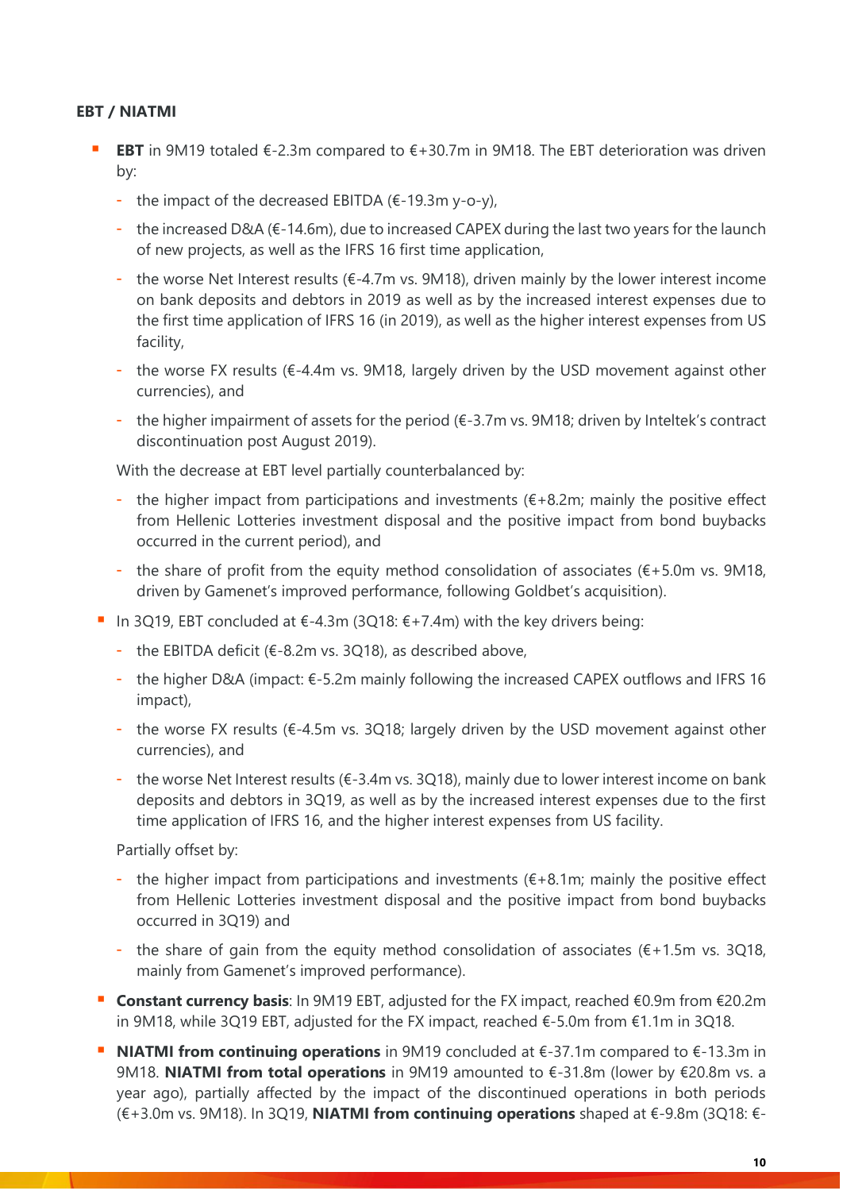**EBT / NIATMI**

- **EBT** in 9M19 totaled €-2.3m compared to €+30.7m in 9M18. The EBT deterioration was driven by:
  - the impact of the decreased EBITDA (€-19.3m y-o-y),
  - the increased D&A (€-14.6m), due to increased CAPEX during the last two years for the launch of new projects, as well as the IFRS 16 first time application,
  - the worse Net Interest results (€-4.7m vs. 9M18), driven mainly by the lower interest income on bank deposits and debtors in 2019 as well as by the increased interest expenses due to the first time application of IFRS 16 (in 2019), as well as the higher interest expenses from US facility,
  - the worse FX results (€-4.4m vs. 9M18, largely driven by the USD movement against other currencies), and
  - the higher impairment of assets for the period (€-3.7m vs. 9M18; driven by Inteltek's contract discontinuation post August 2019).

  With the decrease at EBT level partially counterbalanced by:

  - the higher impact from participations and investments (€+8.2m; mainly the positive effect from Hellenic Lotteries investment disposal and the positive impact from bond buybacks occurred in the current period), and
  - the share of profit from the equity method consolidation of associates (€+5.0m vs. 9M18, driven by Gamenet's improved performance, following Goldbet's acquisition).
- In 3Q19, EBT concluded at €-4.3m (3Q18: €+7.4m) with the key drivers being:
  - the EBITDA deficit (€-8.2m vs. 3Q18), as described above,
  - the higher D&A (impact: €-5.2m mainly following the increased CAPEX outflows and IFRS 16 impact),
  - the worse FX results (€-4.5m vs. 3Q18; largely driven by the USD movement against other currencies), and
  - the worse Net Interest results (€-3.4m vs. 3Q18), mainly due to lower interest income on bank deposits and debtors in 3Q19, as well as by the increased interest expenses due to the first time application of IFRS 16, and the higher interest expenses from US facility.

  Partially offset by:

  - the higher impact from participations and investments (€+8.1m; mainly the positive effect from Hellenic Lotteries investment disposal and the positive impact from bond buybacks occurred in 3Q19) and
  - the share of gain from the equity method consolidation of associates (€+1.5m vs. 3Q18, mainly from Gamenet's improved performance).
- **Constant currency basis**: In 9M19 EBT, adjusted for the FX impact, reached €0.9m from €20.2m in 9M18, while 3Q19 EBT, adjusted for the FX impact, reached €-5.0m from €1.1m in 3Q18.
- **NIATMI from continuing operations** in 9M19 concluded at €-37.1m compared to €-13.3m in 9M18. **NIATMI from total operations** in 9M19 amounted to €-31.8m (lower by €20.8m vs. a year ago), partially affected by the impact of the discontinued operations in both periods (€+3.0m vs. 9M18). In 3Q19, **NIATMI from continuing operations** shaped at €-9.8m (3Q18: €-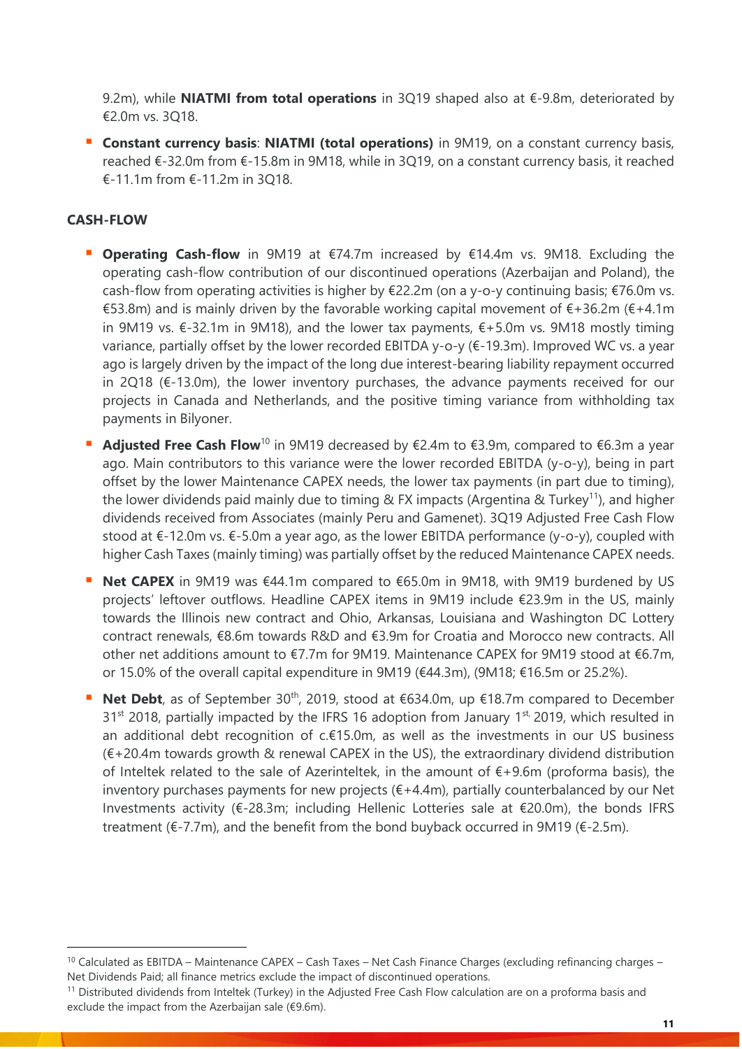9.2m), while **NIATMI from total operations** in 3Q19 shaped also at €-9.8m, deteriorated by €2.0m vs. 3Q18.

- **Constant currency basis**: **NIATMI (total operations)** in 9M19, on a constant currency basis, reached €-32.0m from €-15.8m in 9M18, while in 3Q19, on a constant currency basis, it reached €-11.1m from €-11.2m in 3Q18.

**CASH-FLOW**

- **Operating Cash-flow** in 9M19 at €74.7m increased by €14.4m vs. 9M18. Excluding the operating cash-flow contribution of our discontinued operations (Azerbaijan and Poland), the cash-flow from operating activities is higher by €22.2m (on a y-o-y continuing basis; €76.0m vs. €53.8m) and is mainly driven by the favorable working capital movement of €+36.2m (€+4.1m in 9M19 vs. €-32.1m in 9M18), and the lower tax payments, €+5.0m vs. 9M18 mostly timing variance, partially offset by the lower recorded EBITDA y-o-y (€-19.3m). Improved WC vs. a year ago is largely driven by the impact of the long due interest-bearing liability repayment occurred in 2Q18 (€-13.0m), the lower inventory purchases, the advance payments received for our projects in Canada and Netherlands, and the positive timing variance from withholding tax payments in Bilyoner.
- **Adjusted Free Cash Flow**[10] in 9M19 decreased by €2.4m to €3.9m, compared to €6.3m a year ago. Main contributors to this variance were the lower recorded EBITDA (y-o-y), being in part offset by the lower Maintenance CAPEX needs, the lower tax payments (in part due to timing), the lower dividends paid mainly due to timing & FX impacts (Argentina & Turkey[11]), and higher dividends received from Associates (mainly Peru and Gamenet). 3Q19 Adjusted Free Cash Flow stood at €-12.0m vs. €-5.0m a year ago, as the lower EBITDA performance (y-o-y), coupled with higher Cash Taxes (mainly timing) was partially offset by the reduced Maintenance CAPEX needs.
- **Net CAPEX** in 9M19 was €44.1m compared to €65.0m in 9M18, with 9M19 burdened by US projects' leftover outflows. Headline CAPEX items in 9M19 include €23.9m in the US, mainly towards the Illinois new contract and Ohio, Arkansas, Louisiana and Washington DC Lottery contract renewals, €8.6m towards R&D and €3.9m for Croatia and Morocco new contracts. All other net additions amount to €7.7m for 9M19. Maintenance CAPEX for 9M19 stood at €6.7m, or 15.0% of the overall capital expenditure in 9M19 (€44.3m), (9M18; €16.5m or 25.2%).
- **Net Debt**, as of September 30th, 2019, stood at €634.0m, up €18.7m compared to December 31st 2018, partially impacted by the IFRS 16 adoption from January 1st, 2019, which resulted in an additional debt recognition of c.€15.0m, as well as the investments in our US business (€+20.4m towards growth & renewal CAPEX in the US), the extraordinary dividend distribution of Inteltek related to the sale of Azerinteltek, in the amount of €+9.6m (proforma basis), the inventory purchases payments for new projects (€+4.4m), partially counterbalanced by our Net Investments activity (€-28.3m; including Hellenic Lotteries sale at €20.0m), the bonds IFRS treatment (€-7.7m), and the benefit from the bond buyback occurred in 9M19 (€-2.5m).

---

[10] Calculated as EBITDA – Maintenance CAPEX – Cash Taxes – Net Cash Finance Charges (excluding refinancing charges – Net Dividends Paid; all finance metrics exclude the impact of discontinued operations.

[11] Distributed dividends from Inteltek (Turkey) in the Adjusted Free Cash Flow calculation are on a proforma basis and exclude the impact from the Azerbaijan sale (€9.6m).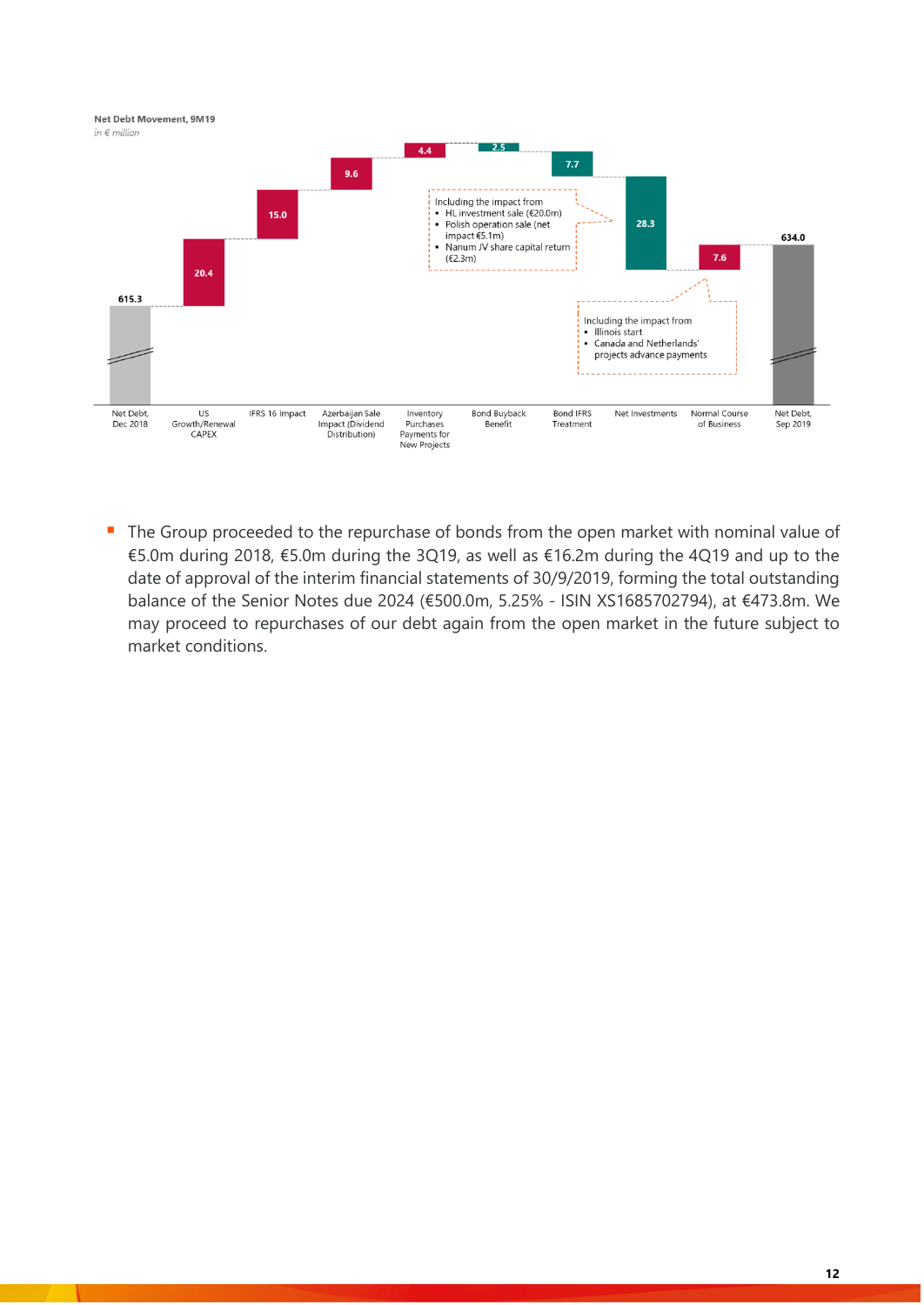**Net Debt Movement, 9M19**
*in € million*

| Item | Value |
|---|---|
| Net Debt, Dec 2018 | 615.3 |
| US Growth/Renewal CAPEX | 20.4 |
| IFRS 16 Impact | 15.0 |
| Azerbaijan Sale Impact (Dividend Distribution) | 9.6 |
| Inventory Purchases Payments for New Projects | 4.4 |
| Bond Buyback Benefit | 2.5 |
| Bond IFRS Treatment | 7.7 |
| Net Investments | 28.3 |
| Normal Course of Business | 7.6 |
| Net Debt, Sep 2019 | 634.0 |

Net Investments — Including the impact from
- HL investment sale (€20.0m)
- Polish operation sale (net impact €5.1m)
- Nanum JV share capital return (€2.3m)

Normal Course of Business — Including the impact from
- Illinois start
- Canada and Netherlands' projects advance payments

- The Group proceeded to the repurchase of bonds from the open market with nominal value of €5.0m during 2018, €5.0m during the 3Q19, as well as €16.2m during the 4Q19 and up to the date of approval of the interim financial statements of 30/9/2019, forming the total outstanding balance of the Senior Notes due 2024 (€500.0m, 5.25% - ISIN XS1685702794), at €473.8m. We may proceed to repurchases of our debt again from the open market in the future subject to market conditions.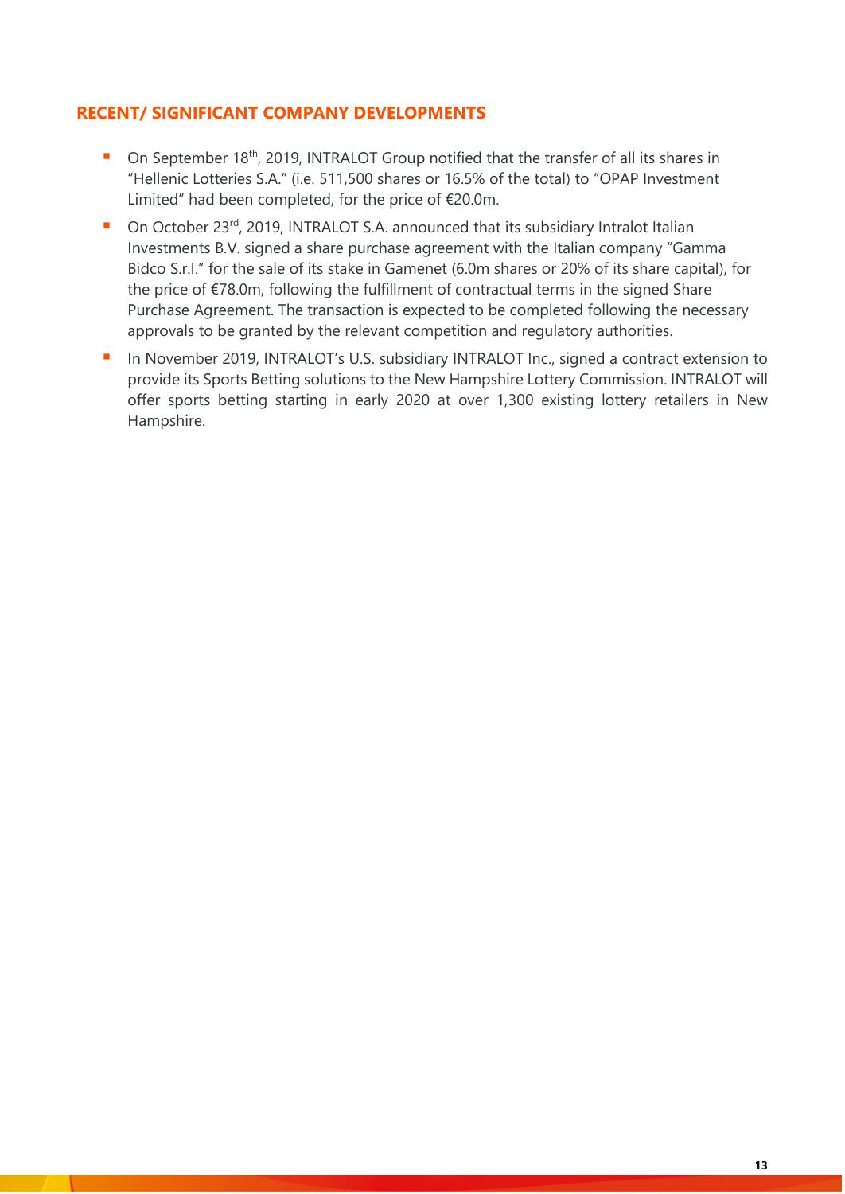## RECENT/ SIGNIFICANT COMPANY DEVELOPMENTS

- On September 18th, 2019, INTRALOT Group notified that the transfer of all its shares in "Hellenic Lotteries S.A." (i.e. 511,500 shares or 16.5% of the total) to "OPAP Investment Limited" had been completed, for the price of €20.0m.
- On October 23rd, 2019, INTRALOT S.A. announced that its subsidiary Intralot Italian Investments B.V. signed a share purchase agreement with the Italian company "Gamma Bidco S.r.l." for the sale of its stake in Gamenet (6.0m shares or 20% of its share capital), for the price of €78.0m, following the fulfillment of contractual terms in the signed Share Purchase Agreement. The transaction is expected to be completed following the necessary approvals to be granted by the relevant competition and regulatory authorities.
- In November 2019, INTRALOT's U.S. subsidiary INTRALOT Inc., signed a contract extension to provide its Sports Betting solutions to the New Hampshire Lottery Commission. INTRALOT will offer sports betting starting in early 2020 at over 1,300 existing lottery retailers in New Hampshire.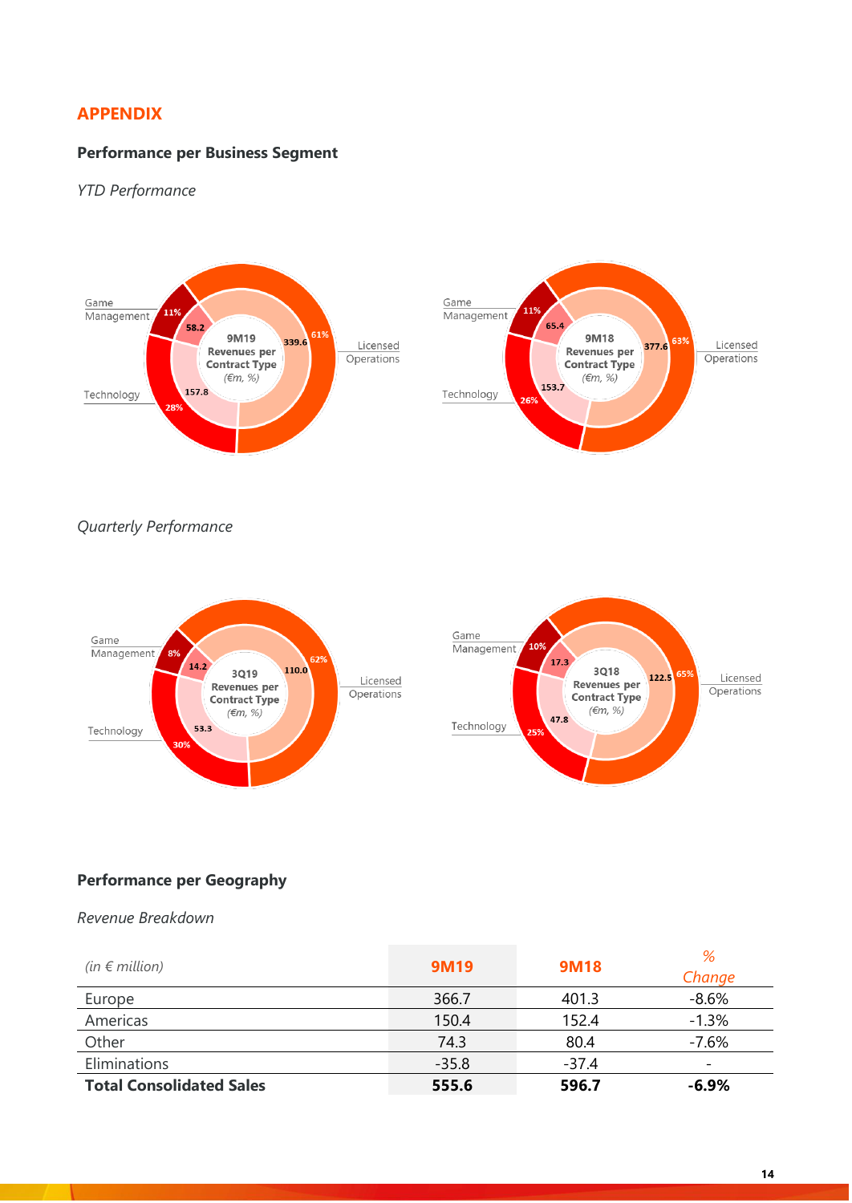## APPENDIX

### Performance per Business Segment

*YTD Performance*

**9M19 Revenues per Contract Type** *(€m, %)*

- Game Management: 58.2 (11%)
- Technology: 157.8 (28%)
- Licensed Operations: 339.6 (61%)

**9M18 Revenues per Contract Type** *(€m, %)*

- Game Management: 65.4 (11%)
- Technology: 153.7 (26%)
- Licensed Operations: 377.6 (63%)

*Quarterly Performance*

**3Q19 Revenues per Contract Type** *(€m, %)*

- Game Management: 14.2 (8%)
- Technology: 53.3 (30%)
- Licensed Operations: 110.0 (62%)

**3Q18 Revenues per Contract Type** *(€m, %)*

- Game Management: 17.3 (10%)
- Technology: 47.8 (25%)
- Licensed Operations: 122.5 (65%)

### Performance per Geography

*Revenue Breakdown*

| *(in € million)* | 9M19 | 9M18 | *% Change* |
|---|---|---|---|
| Europe | 366.7 | 401.3 | -8.6% |
| Americas | 150.4 | 152.4 | -1.3% |
| Other | 74.3 | 80.4 | -7.6% |
| Eliminations | -35.8 | -37.4 | - |
| **Total Consolidated Sales** | **555.6** | **596.7** | **-6.9%** |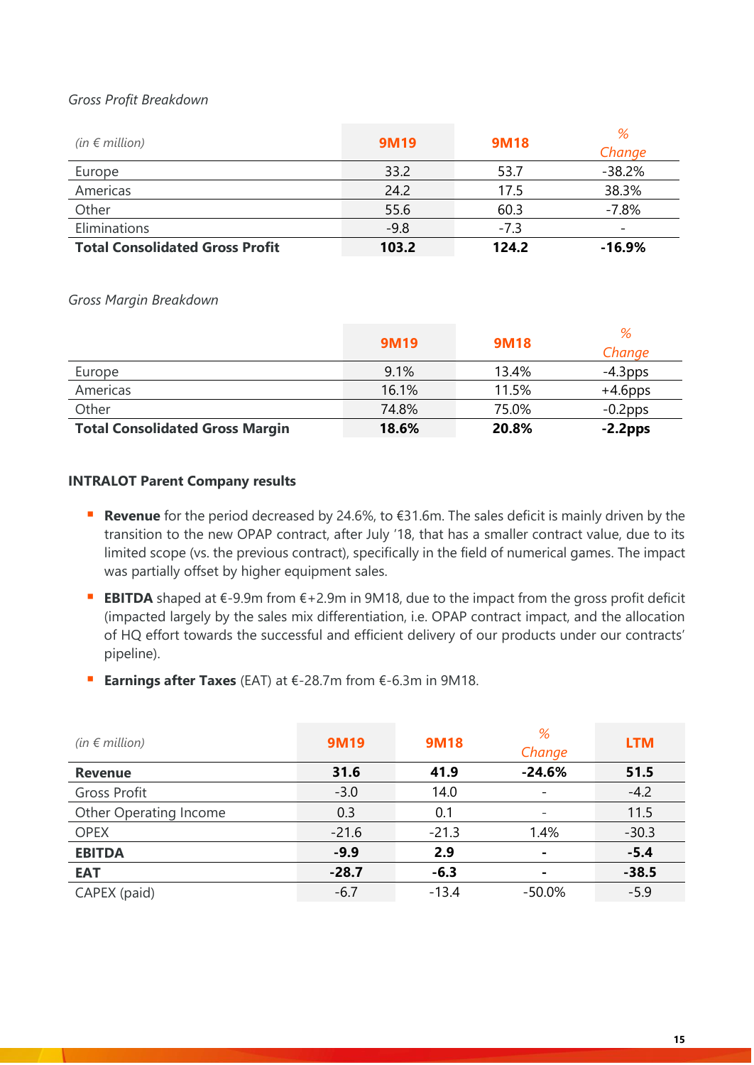*Gross Profit Breakdown*

| *(in € million)* | 9M19 | 9M18 | % Change |
|---|---|---|---|
| Europe | 33.2 | 53.7 | -38.2% |
| Americas | 24.2 | 17.5 | 38.3% |
| Other | 55.6 | 60.3 | -7.8% |
| Eliminations | -9.8 | -7.3 | - |
| **Total Consolidated Gross Profit** | **103.2** | **124.2** | **-16.9%** |

*Gross Margin Breakdown*

| | 9M19 | 9M18 | % Change |
|---|---|---|---|
| Europe | 9.1% | 13.4% | -4.3pps |
| Americas | 16.1% | 11.5% | +4.6pps |
| Other | 74.8% | 75.0% | -0.2pps |
| **Total Consolidated Gross Margin** | **18.6%** | **20.8%** | **-2.2pps** |

**INTRALOT Parent Company results**

- **Revenue** for the period decreased by 24.6%, to €31.6m. The sales deficit is mainly driven by the transition to the new OPAP contract, after July '18, that has a smaller contract value, due to its limited scope (vs. the previous contract), specifically in the field of numerical games. The impact was partially offset by higher equipment sales.
- **EBITDA** shaped at €-9.9m from €+2.9m in 9M18, due to the impact from the gross profit deficit (impacted largely by the sales mix differentiation, i.e. OPAP contract impact, and the allocation of HQ effort towards the successful and efficient delivery of our products under our contracts' pipeline).
- **Earnings after Taxes** (EAT) at €-28.7m from €-6.3m in 9M18.

| *(in € million)* | 9M19 | 9M18 | % Change | LTM |
|---|---|---|---|---|
| **Revenue** | **31.6** | **41.9** | **-24.6%** | **51.5** |
| Gross Profit | -3.0 | 14.0 | - | -4.2 |
| Other Operating Income | 0.3 | 0.1 | - | 11.5 |
| OPEX | -21.6 | -21.3 | 1.4% | -30.3 |
| **EBITDA** | **-9.9** | **2.9** | **-** | **-5.4** |
| **EAT** | **-28.7** | **-6.3** | **-** | **-38.5** |
| CAPEX (paid) | -6.7 | -13.4 | -50.0% | -5.9 |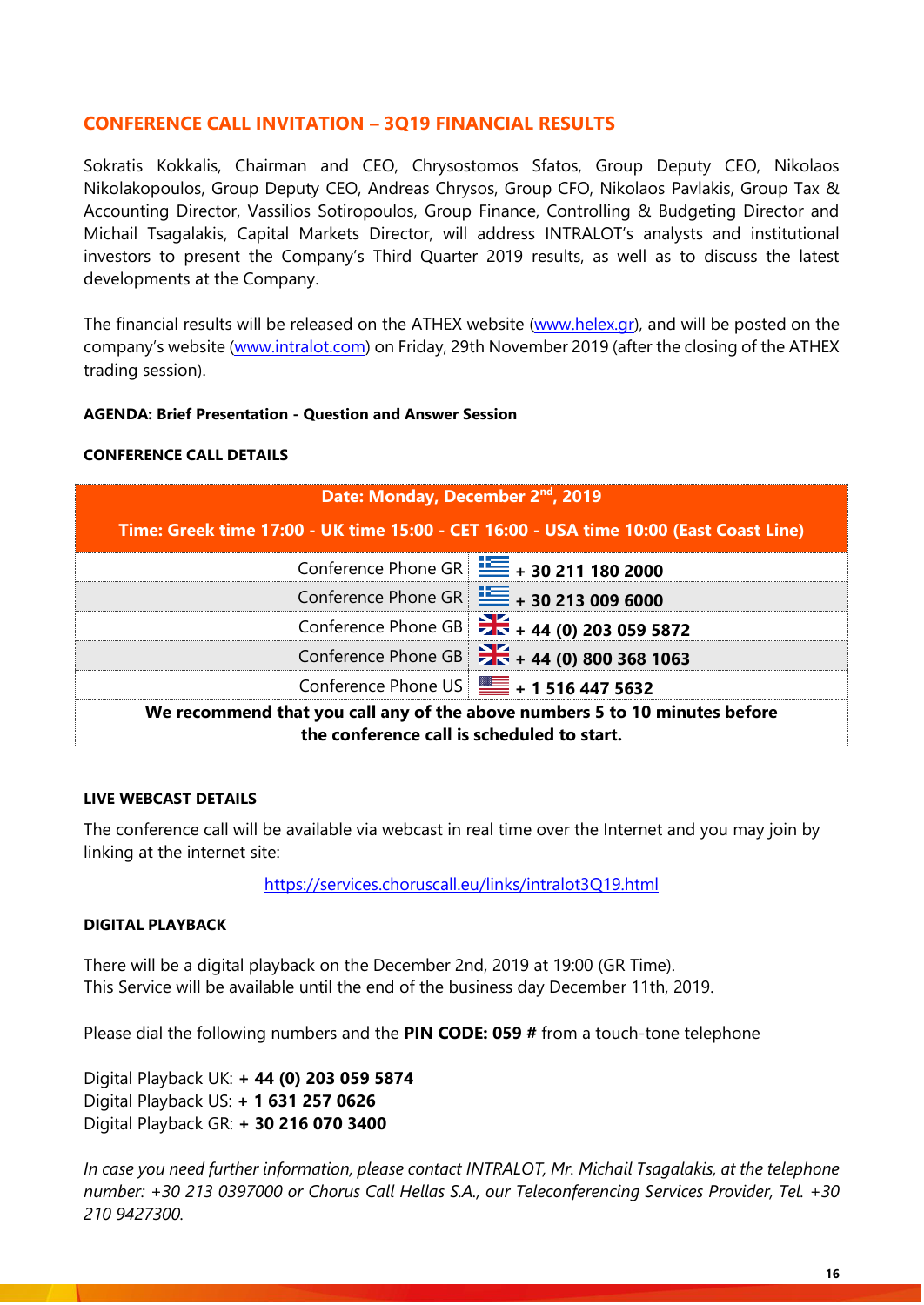## CONFERENCE CALL INVITATION – 3Q19 FINANCIAL RESULTS

Sokratis Kokkalis, Chairman and CEO, Chrysostomos Sfatos, Group Deputy CEO, Nikolaos Nikolakopoulos, Group Deputy CEO, Andreas Chrysos, Group CFO, Nikolaos Pavlakis, Group Tax & Accounting Director, Vassilios Sotiropoulos, Group Finance, Controlling & Budgeting Director and Michail Tsagalakis, Capital Markets Director, will address INTRALOT's analysts and institutional investors to present the Company's Third Quarter 2019 results, as well as to discuss the latest developments at the Company.

The financial results will be released on the ATHEX website (www.helex.gr), and will be posted on the company's website (www.intralot.com) on Friday, 29th November 2019 (after the closing of the ATHEX trading session).

**AGENDA: Brief Presentation - Question and Answer Session**

**CONFERENCE CALL DETAILS**

| Date: Monday, December 2nd, 2019 Time: Greek time 17:00 - UK time 15:00 - CET 16:00 - USA time 10:00 (East Coast Line) | |
|---|---|
| Conference Phone GR | **+ 30 211 180 2000** |
| Conference Phone GR | **+ 30 213 009 6000** |
| Conference Phone GB | **+ 44 (0) 203 059 5872** |
| Conference Phone GB | **+ 44 (0) 800 368 1063** |
| Conference Phone US | **+ 1 516 447 5632** |
| **We recommend that you call any of the above numbers 5 to 10 minutes before the conference call is scheduled to start.** | |

**LIVE WEBCAST DETAILS**

The conference call will be available via webcast in real time over the Internet and you may join by linking at the internet site:

https://services.choruscall.eu/links/intralot3Q19.html

**DIGITAL PLAYBACK**

There will be a digital playback on the December 2nd, 2019 at 19:00 (GR Time).
This Service will be available until the end of the business day December 11th, 2019.

Please dial the following numbers and the **PIN CODE: 059 #** from a touch-tone telephone

Digital Playback UK: **+ 44 (0) 203 059 5874**
Digital Playback US: **+ 1 631 257 0626**
Digital Playback GR: **+ 30 216 070 3400**

*In case you need further information, please contact INTRALOT, Mr. Michail Tsagalakis, at the telephone number: +30 213 0397000 or Chorus Call Hellas S.A., our Teleconferencing Services Provider, Tel. +30 210 9427300.*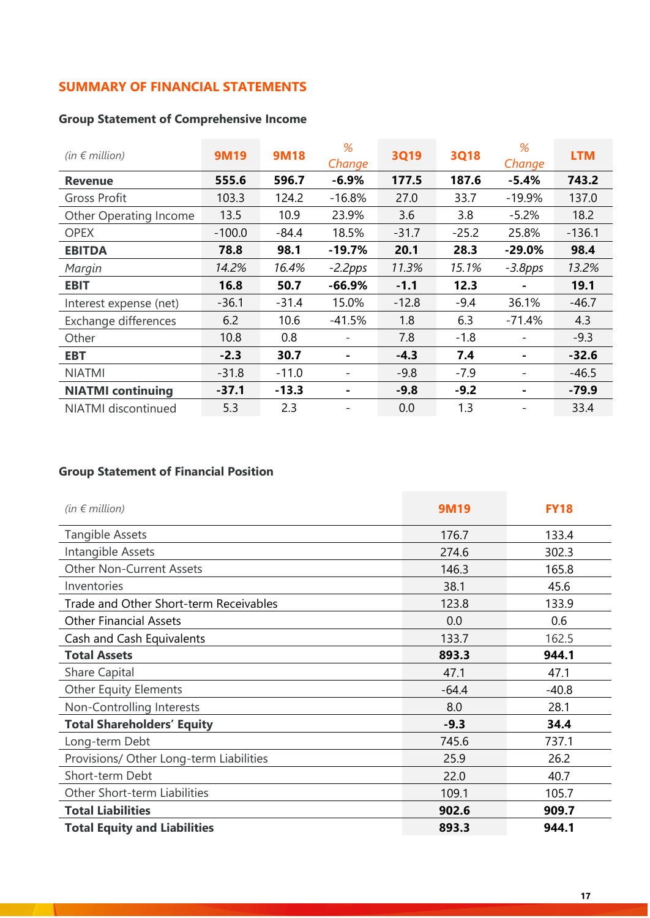## SUMMARY OF FINANCIAL STATEMENTS

### Group Statement of Comprehensive Income

| *(in € million)* | 9M19 | 9M18 | *% Change* | 3Q19 | 3Q18 | *% Change* | LTM |
|---|---|---|---|---|---|---|---|
| **Revenue** | **555.6** | **596.7** | **-6.9%** | **177.5** | **187.6** | **-5.4%** | **743.2** |
| Gross Profit | 103.3 | 124.2 | -16.8% | 27.0 | 33.7 | -19.9% | 137.0 |
| Other Operating Income | 13.5 | 10.9 | 23.9% | 3.6 | 3.8 | -5.2% | 18.2 |
| OPEX | -100.0 | -84.4 | 18.5% | -31.7 | -25.2 | 25.8% | -136.1 |
| **EBITDA** | **78.8** | **98.1** | **-19.7%** | **20.1** | **28.3** | **-29.0%** | **98.4** |
| *Margin* | *14.2%* | *16.4%* | *-2.2pps* | *11.3%* | *15.1%* | *-3.8pps* | *13.2%* |
| **EBIT** | **16.8** | **50.7** | **-66.9%** | **-1.1** | **12.3** | **-** | **19.1** |
| Interest expense (net) | -36.1 | -31.4 | 15.0% | -12.8 | -9.4 | 36.1% | -46.7 |
| Exchange differences | 6.2 | 10.6 | -41.5% | 1.8 | 6.3 | -71.4% | 4.3 |
| Other | 10.8 | 0.8 | - | 7.8 | -1.8 | - | -9.3 |
| **EBT** | **-2.3** | **30.7** | **-** | **-4.3** | **7.4** | **-** | **-32.6** |
| NIATMI | -31.8 | -11.0 | - | -9.8 | -7.9 | - | -46.5 |
| **NIATMI continuing** | **-37.1** | **-13.3** | **-** | **-9.8** | **-9.2** | **-** | **-79.9** |
| NIATMI discontinued | 5.3 | 2.3 | - | 0.0 | 1.3 | - | 33.4 |

### Group Statement of Financial Position

| *(in € million)* | 9M19 | FY18 |
|---|---|---|
| Tangible Assets | 176.7 | 133.4 |
| Intangible Assets | 274.6 | 302.3 |
| Other Non-Current Assets | 146.3 | 165.8 |
| Inventories | 38.1 | 45.6 |
| Trade and Other Short-term Receivables | 123.8 | 133.9 |
| Other Financial Assets | 0.0 | 0.6 |
| Cash and Cash Equivalents | 133.7 | 162.5 |
| **Total Assets** | **893.3** | **944.1** |
| Share Capital | 47.1 | 47.1 |
| Other Equity Elements | -64.4 | -40.8 |
| Non-Controlling Interests | 8.0 | 28.1 |
| **Total Shareholders' Equity** | **-9.3** | **34.4** |
| Long-term Debt | 745.6 | 737.1 |
| Provisions/ Other Long-term Liabilities | 25.9 | 26.2 |
| Short-term Debt | 22.0 | 40.7 |
| Other Short-term Liabilities | 109.1 | 105.7 |
| **Total Liabilities** | **902.6** | **909.7** |
| **Total Equity and Liabilities** | **893.3** | **944.1** |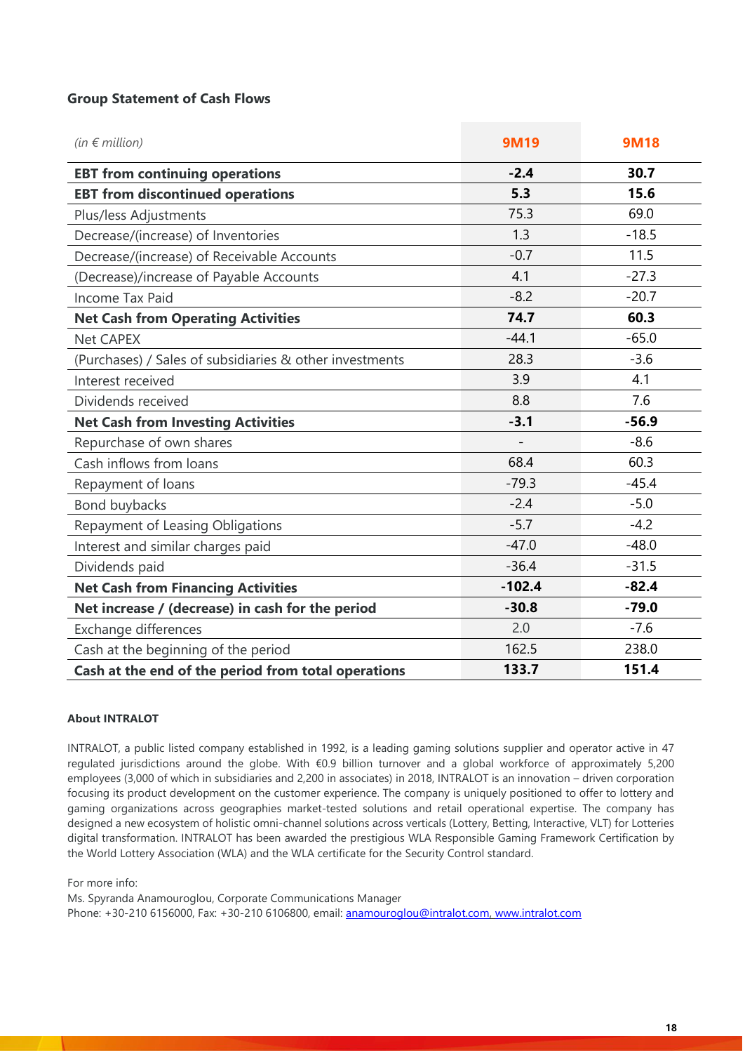### Group Statement of Cash Flows

| *(in € million)* | 9M19 | 9M18 |
|---|---|---|
| **EBT from continuing operations** | **-2.4** | **30.7** |
| **EBT from discontinued operations** | **5.3** | **15.6** |
| Plus/less Adjustments | 75.3 | 69.0 |
| Decrease/(increase) of Inventories | 1.3 | -18.5 |
| Decrease/(increase) of Receivable Accounts | -0.7 | 11.5 |
| (Decrease)/increase of Payable Accounts | 4.1 | -27.3 |
| Income Tax Paid | -8.2 | -20.7 |
| **Net Cash from Operating Activities** | **74.7** | **60.3** |
| Net CAPEX | -44.1 | -65.0 |
| (Purchases) / Sales of subsidiaries & other investments | 28.3 | -3.6 |
| Interest received | 3.9 | 4.1 |
| Dividends received | 8.8 | 7.6 |
| **Net Cash from Investing Activities** | **-3.1** | **-56.9** |
| Repurchase of own shares | - | -8.6 |
| Cash inflows from loans | 68.4 | 60.3 |
| Repayment of loans | -79.3 | -45.4 |
| Bond buybacks | -2.4 | -5.0 |
| Repayment of Leasing Obligations | -5.7 | -4.2 |
| Interest and similar charges paid | -47.0 | -48.0 |
| Dividends paid | -36.4 | -31.5 |
| **Net Cash from Financing Activities** | **-102.4** | **-82.4** |
| **Net increase / (decrease) in cash for the period** | **-30.8** | **-79.0** |
| Exchange differences | 2.0 | -7.6 |
| Cash at the beginning of the period | 162.5 | 238.0 |
| **Cash at the end of the period from total operations** | **133.7** | **151.4** |

**About INTRALOT**

INTRALOT, a public listed company established in 1992, is a leading gaming solutions supplier and operator active in 47 regulated jurisdictions around the globe. With €0.9 billion turnover and a global workforce of approximately 5,200 employees (3,000 of which in subsidiaries and 2,200 in associates) in 2018, INTRALOT is an innovation – driven corporation focusing its product development on the customer experience. The company is uniquely positioned to offer to lottery and gaming organizations across geographies market-tested solutions and retail operational expertise. The company has designed a new ecosystem of holistic omni-channel solutions across verticals (Lottery, Betting, Interactive, VLT) for Lotteries digital transformation. INTRALOT has been awarded the prestigious WLA Responsible Gaming Framework Certification by the World Lottery Association (WLA) and the WLA certificate for the Security Control standard.

For more info:
Ms. Spyranda Anamouroglou, Corporate Communications Manager
Phone: +30-210 6156000, Fax: +30-210 6106800, email: anamouroglou@intralot.com, www.intralot.com